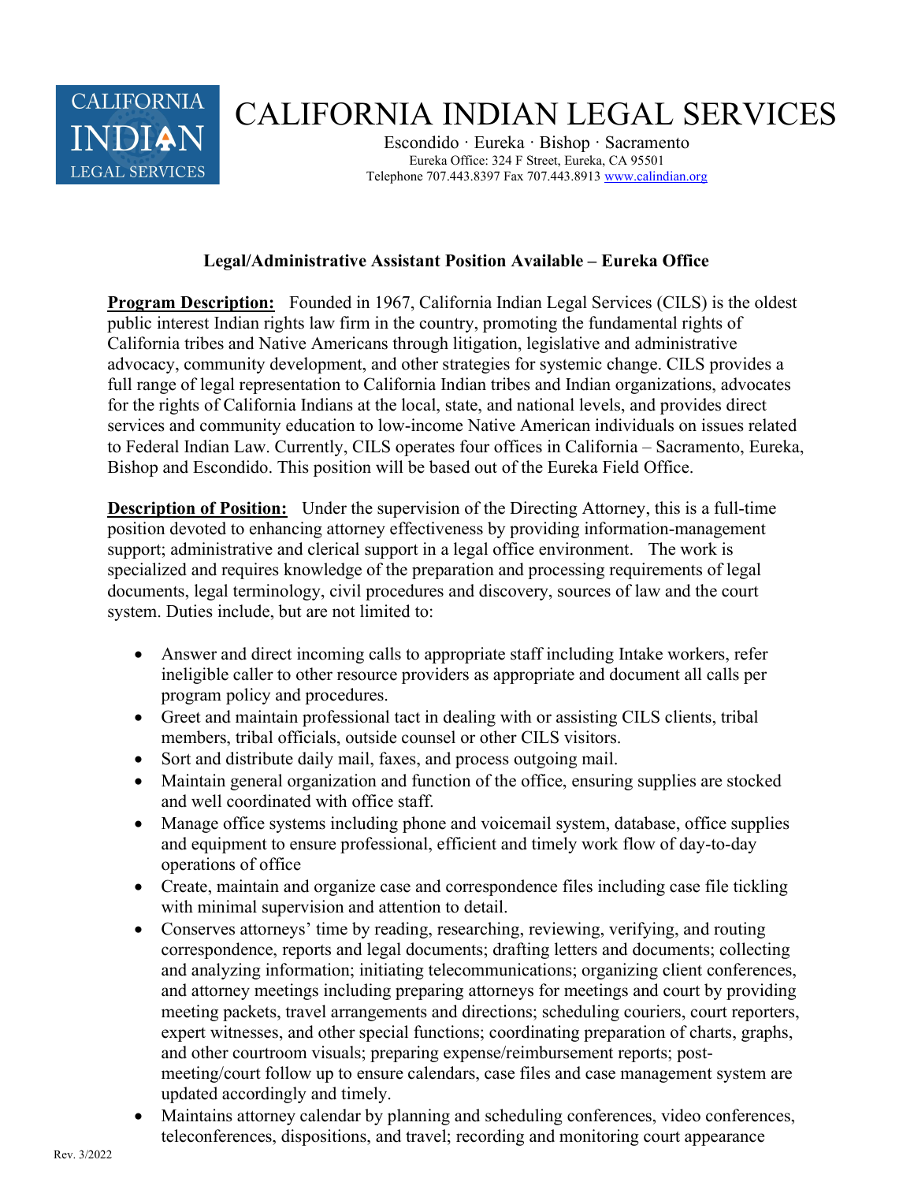# CALIFORNIA INDIAN LEGAL SERVICES

Escondido · Eureka · Bishop · Sacramento
Eureka Office: 324 F Street, Eureka, CA 95501
Telephone 707.443.8397 Fax 707.443.8913 www.calindian.org

**Legal/Administrative Assistant Position Available – Eureka Office**

**Program Description:** Founded in 1967, California Indian Legal Services (CILS) is the oldest public interest Indian rights law firm in the country, promoting the fundamental rights of California tribes and Native Americans through litigation, legislative and administrative advocacy, community development, and other strategies for systemic change. CILS provides a full range of legal representation to California Indian tribes and Indian organizations, advocates for the rights of California Indians at the local, state, and national levels, and provides direct services and community education to low-income Native American individuals on issues related to Federal Indian Law. Currently, CILS operates four offices in California – Sacramento, Eureka, Bishop and Escondido. This position will be based out of the Eureka Field Office.

**Description of Position:** Under the supervision of the Directing Attorney, this is a full-time position devoted to enhancing attorney effectiveness by providing information-management support; administrative and clerical support in a legal office environment. The work is specialized and requires knowledge of the preparation and processing requirements of legal documents, legal terminology, civil procedures and discovery, sources of law and the court system. Duties include, but are not limited to:

- Answer and direct incoming calls to appropriate staff including Intake workers, refer ineligible caller to other resource providers as appropriate and document all calls per program policy and procedures.
- Greet and maintain professional tact in dealing with or assisting CILS clients, tribal members, tribal officials, outside counsel or other CILS visitors.
- Sort and distribute daily mail, faxes, and process outgoing mail.
- Maintain general organization and function of the office, ensuring supplies are stocked and well coordinated with office staff.
- Manage office systems including phone and voicemail system, database, office supplies and equipment to ensure professional, efficient and timely work flow of day-to-day operations of office
- Create, maintain and organize case and correspondence files including case file tickling with minimal supervision and attention to detail.
- Conserves attorneys' time by reading, researching, reviewing, verifying, and routing correspondence, reports and legal documents; drafting letters and documents; collecting and analyzing information; initiating telecommunications; organizing client conferences, and attorney meetings including preparing attorneys for meetings and court by providing meeting packets, travel arrangements and directions; scheduling couriers, court reporters, expert witnesses, and other special functions; coordinating preparation of charts, graphs, and other courtroom visuals; preparing expense/reimbursement reports; post-meeting/court follow up to ensure calendars, case files and case management system are updated accordingly and timely.
- Maintains attorney calendar by planning and scheduling conferences, video conferences, teleconferences, dispositions, and travel; recording and monitoring court appearance

Rev. 3/2022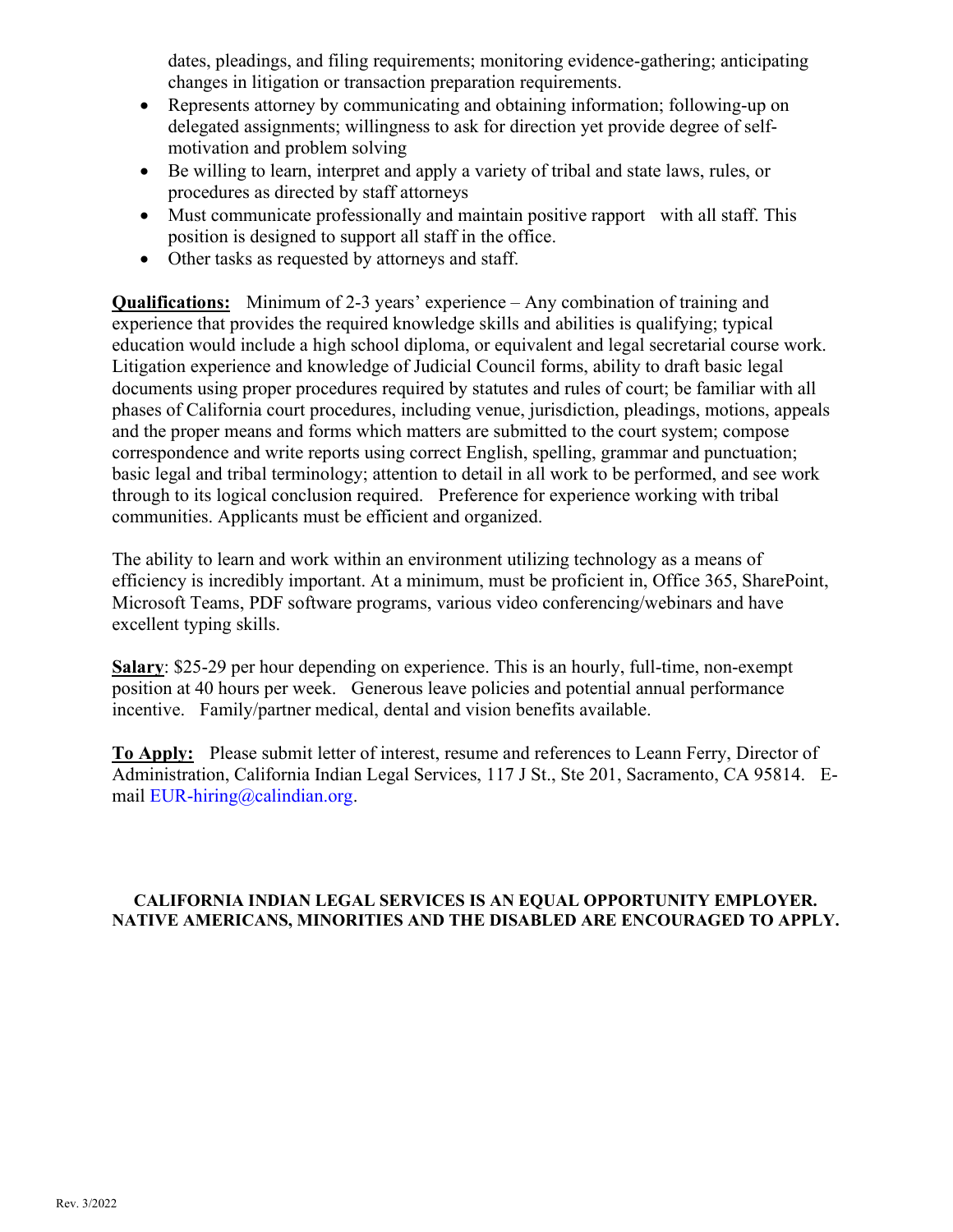dates, pleadings, and filing requirements; monitoring evidence-gathering; anticipating changes in litigation or transaction preparation requirements.

- Represents attorney by communicating and obtaining information; following-up on delegated assignments; willingness to ask for direction yet provide degree of self-motivation and problem solving
- Be willing to learn, interpret and apply a variety of tribal and state laws, rules, or procedures as directed by staff attorneys
- Must communicate professionally and maintain positive rapport with all staff. This position is designed to support all staff in the office.
- Other tasks as requested by attorneys and staff.

**Qualifications:** Minimum of 2-3 years' experience – Any combination of training and experience that provides the required knowledge skills and abilities is qualifying; typical education would include a high school diploma, or equivalent and legal secretarial course work. Litigation experience and knowledge of Judicial Council forms, ability to draft basic legal documents using proper procedures required by statutes and rules of court; be familiar with all phases of California court procedures, including venue, jurisdiction, pleadings, motions, appeals and the proper means and forms which matters are submitted to the court system; compose correspondence and write reports using correct English, spelling, grammar and punctuation; basic legal and tribal terminology; attention to detail in all work to be performed, and see work through to its logical conclusion required. Preference for experience working with tribal communities. Applicants must be efficient and organized.

The ability to learn and work within an environment utilizing technology as a means of efficiency is incredibly important. At a minimum, must be proficient in, Office 365, SharePoint, Microsoft Teams, PDF software programs, various video conferencing/webinars and have excellent typing skills.

**Salary**: $25-29 per hour depending on experience. This is an hourly, full-time, non-exempt position at 40 hours per week. Generous leave policies and potential annual performance incentive. Family/partner medical, dental and vision benefits available.

**To Apply:** Please submit letter of interest, resume and references to Leann Ferry, Director of Administration, California Indian Legal Services, 117 J St., Ste 201, Sacramento, CA 95814. E-mail EUR-hiring@calindian.org.

**CALIFORNIA INDIAN LEGAL SERVICES IS AN EQUAL OPPORTUNITY EMPLOYER. NATIVE AMERICANS, MINORITIES AND THE DISABLED ARE ENCOURAGED TO APPLY.**

Rev. 3/2022